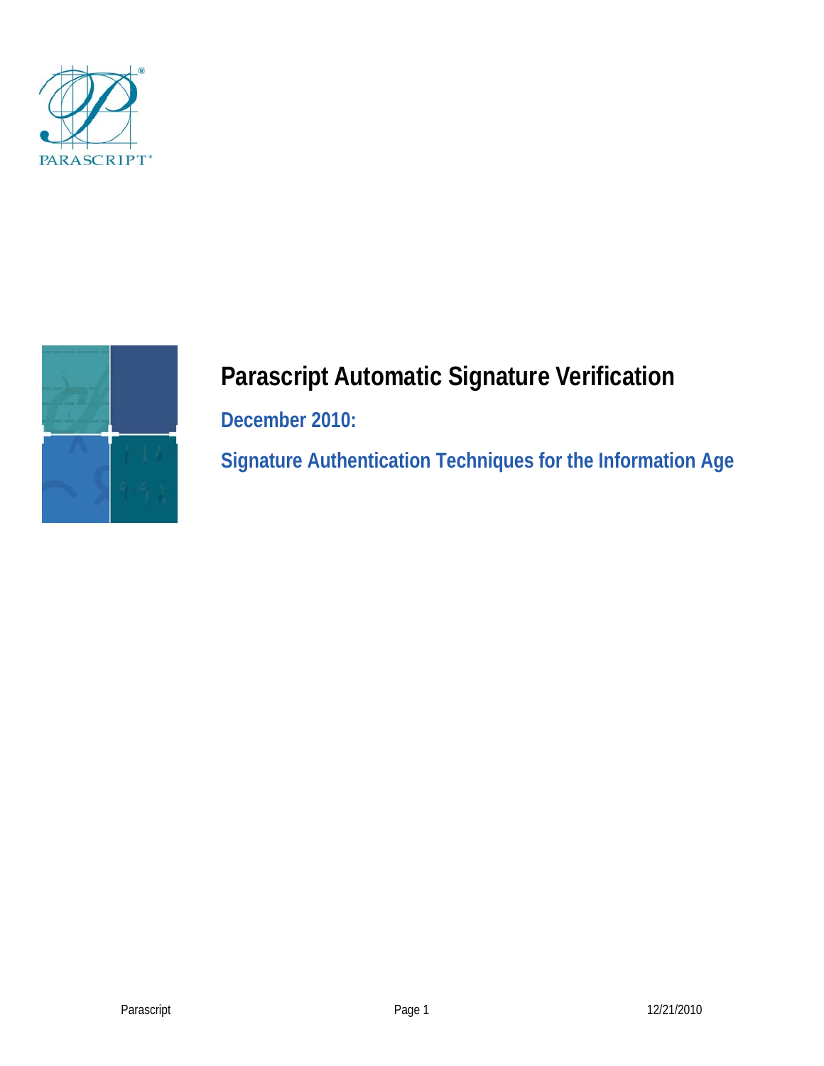# Parascript Automatic Signature Verification

## December 2010:

## Signature Authentication Techniques for the Information Age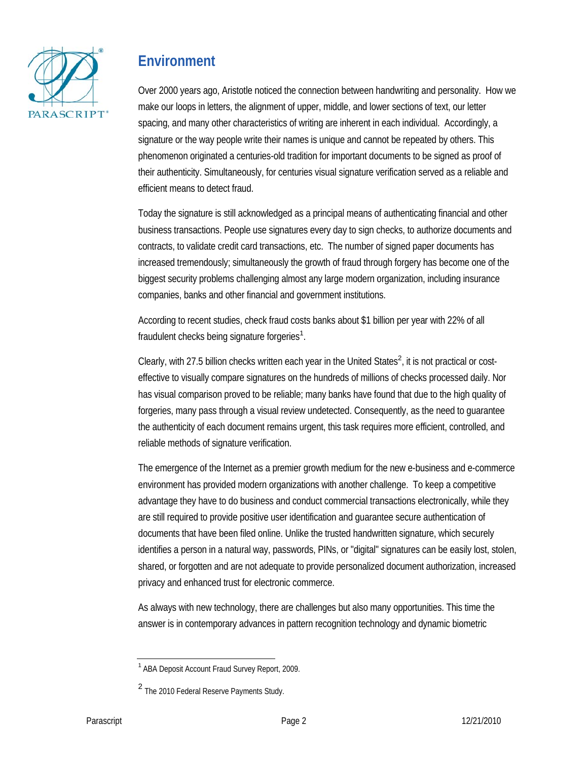## Environment

Over 2000 years ago, Aristotle noticed the connection between handwriting and personality. How we make our loops in letters, the alignment of upper, middle, and lower sections of text, our letter spacing, and many other characteristics of writing are inherent in each individual. Accordingly, a signature or the way people write their names is unique and cannot be repeated by others. This phenomenon originated a centuries-old tradition for important documents to be signed as proof of their authenticity. Simultaneously, for centuries visual signature verification served as a reliable and efficient means to detect fraud.

Today the signature is still acknowledged as a principal means of authenticating financial and other business transactions. People use signatures every day to sign checks, to authorize documents and contracts, to validate credit card transactions, etc. The number of signed paper documents has increased tremendously; simultaneously the growth of fraud through forgery has become one of the biggest security problems challenging almost any large modern organization, including insurance companies, banks and other financial and government institutions.

According to recent studies, check fraud costs banks about $1 billion per year with 22% of all fraudulent checks being signature forgeries[1].

Clearly, with 27.5 billion checks written each year in the United States[2], it is not practical or cost-effective to visually compare signatures on the hundreds of millions of checks processed daily. Nor has visual comparison proved to be reliable; many banks have found that due to the high quality of forgeries, many pass through a visual review undetected. Consequently, as the need to guarantee the authenticity of each document remains urgent, this task requires more efficient, controlled, and reliable methods of signature verification.

The emergence of the Internet as a premier growth medium for the new e-business and e-commerce environment has provided modern organizations with another challenge. To keep a competitive advantage they have to do business and conduct commercial transactions electronically, while they are still required to provide positive user identification and guarantee secure authentication of documents that have been filed online. Unlike the trusted handwritten signature, which securely identifies a person in a natural way, passwords, PINs, or "digital" signatures can be easily lost, stolen, shared, or forgotten and are not adequate to provide personalized document authorization, increased privacy and enhanced trust for electronic commerce.

As always with new technology, there are challenges but also many opportunities. This time the answer is in contemporary advances in pattern recognition technology and dynamic biometric

---

[1] ABA Deposit Account Fraud Survey Report, 2009.

[2] The 2010 Federal Reserve Payments Study.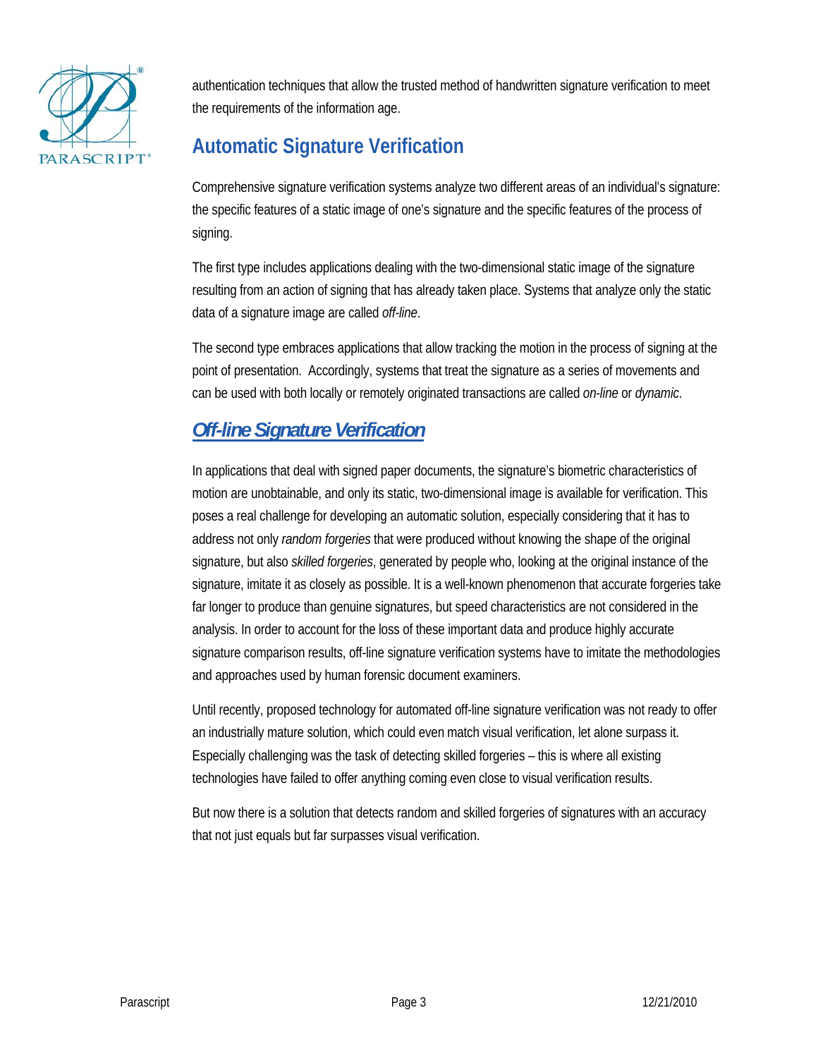authentication techniques that allow the trusted method of handwritten signature verification to meet the requirements of the information age.

## Automatic Signature Verification

Comprehensive signature verification systems analyze two different areas of an individual's signature: the specific features of a static image of one's signature and the specific features of the process of signing.

The first type includes applications dealing with the two-dimensional static image of the signature resulting from an action of signing that has already taken place. Systems that analyze only the static data of a signature image are called *off-line*.

The second type embraces applications that allow tracking the motion in the process of signing at the point of presentation. Accordingly, systems that treat the signature as a series of movements and can be used with both locally or remotely originated transactions are called *on-line* or *dynamic*.

### ***Off-line Signature Verification***

In applications that deal with signed paper documents, the signature's biometric characteristics of motion are unobtainable, and only its static, two-dimensional image is available for verification. This poses a real challenge for developing an automatic solution, especially considering that it has to address not only *random forgeries* that were produced without knowing the shape of the original signature, but also *skilled forgeries*, generated by people who, looking at the original instance of the signature, imitate it as closely as possible. It is a well-known phenomenon that accurate forgeries take far longer to produce than genuine signatures, but speed characteristics are not considered in the analysis. In order to account for the loss of these important data and produce highly accurate signature comparison results, off-line signature verification systems have to imitate the methodologies and approaches used by human forensic document examiners.

Until recently, proposed technology for automated off-line signature verification was not ready to offer an industrially mature solution, which could even match visual verification, let alone surpass it. Especially challenging was the task of detecting skilled forgeries – this is where all existing technologies have failed to offer anything coming even close to visual verification results.

But now there is a solution that detects random and skilled forgeries of signatures with an accuracy that not just equals but far surpasses visual verification.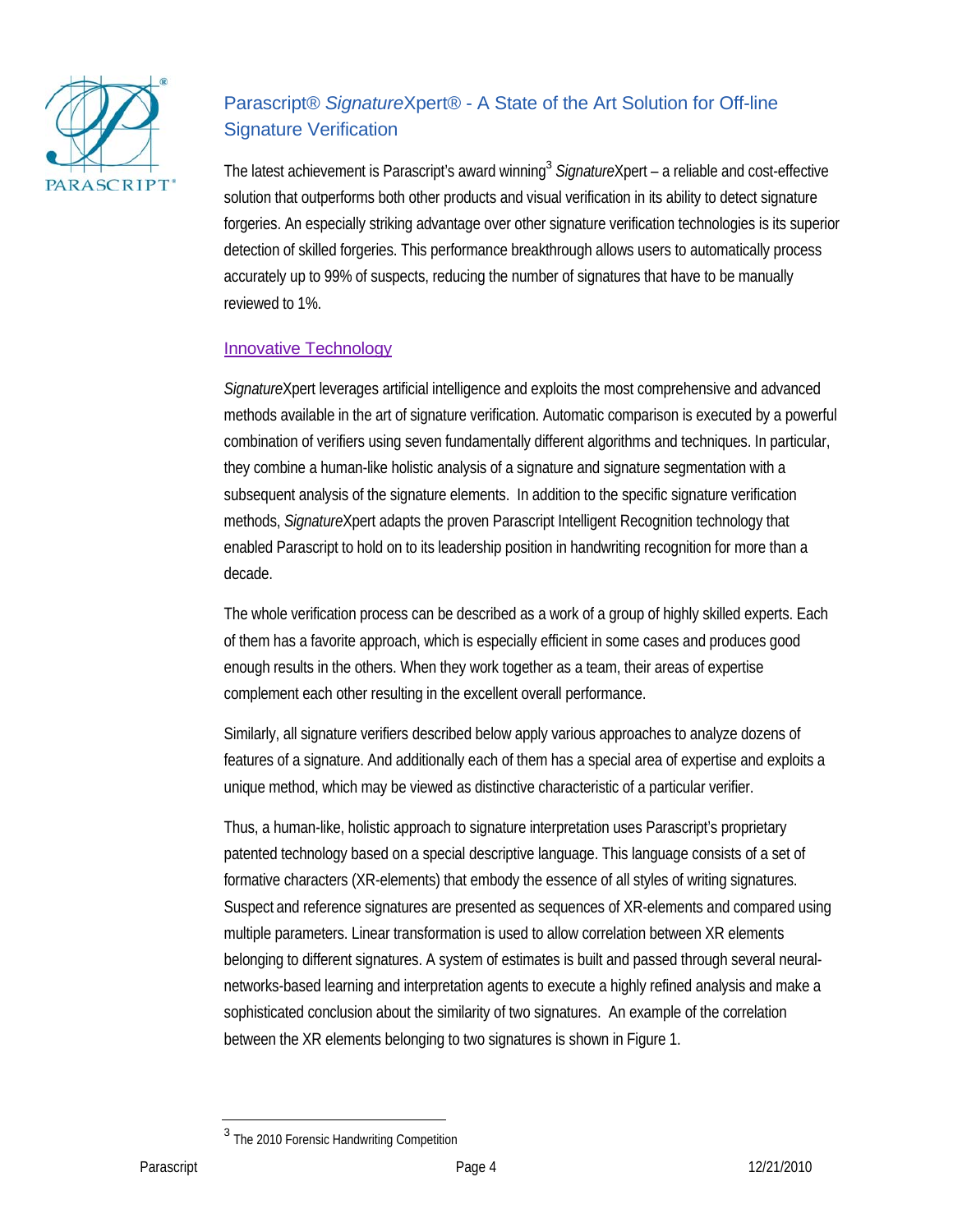## Parascript® *Signature*Xpert® - A State of the Art Solution for Off-line Signature Verification

The latest achievement is Parascript's award winning[3] *Signature*Xpert – a reliable and cost-effective solution that outperforms both other products and visual verification in its ability to detect signature forgeries. An especially striking advantage over other signature verification technologies is its superior detection of skilled forgeries. This performance breakthrough allows users to automatically process accurately up to 99% of suspects, reducing the number of signatures that have to be manually reviewed to 1%.

### Innovative Technology

*Signature*Xpert leverages artificial intelligence and exploits the most comprehensive and advanced methods available in the art of signature verification. Automatic comparison is executed by a powerful combination of verifiers using seven fundamentally different algorithms and techniques. In particular, they combine a human-like holistic analysis of a signature and signature segmentation with a subsequent analysis of the signature elements. In addition to the specific signature verification methods, *Signature*Xpert adapts the proven Parascript Intelligent Recognition technology that enabled Parascript to hold on to its leadership position in handwriting recognition for more than a decade.

The whole verification process can be described as a work of a group of highly skilled experts. Each of them has a favorite approach, which is especially efficient in some cases and produces good enough results in the others. When they work together as a team, their areas of expertise complement each other resulting in the excellent overall performance.

Similarly, all signature verifiers described below apply various approaches to analyze dozens of features of a signature. And additionally each of them has a special area of expertise and exploits a unique method, which may be viewed as distinctive characteristic of a particular verifier.

Thus, a human-like, holistic approach to signature interpretation uses Parascript's proprietary patented technology based on a special descriptive language. This language consists of a set of formative characters (XR-elements) that embody the essence of all styles of writing signatures. Suspect and reference signatures are presented as sequences of XR-elements and compared using multiple parameters. Linear transformation is used to allow correlation between XR elements belonging to different signatures. A system of estimates is built and passed through several neural-networks-based learning and interpretation agents to execute a highly refined analysis and make a sophisticated conclusion about the similarity of two signatures. An example of the correlation between the XR elements belonging to two signatures is shown in Figure 1.

[3] The 2010 Forensic Handwriting Competition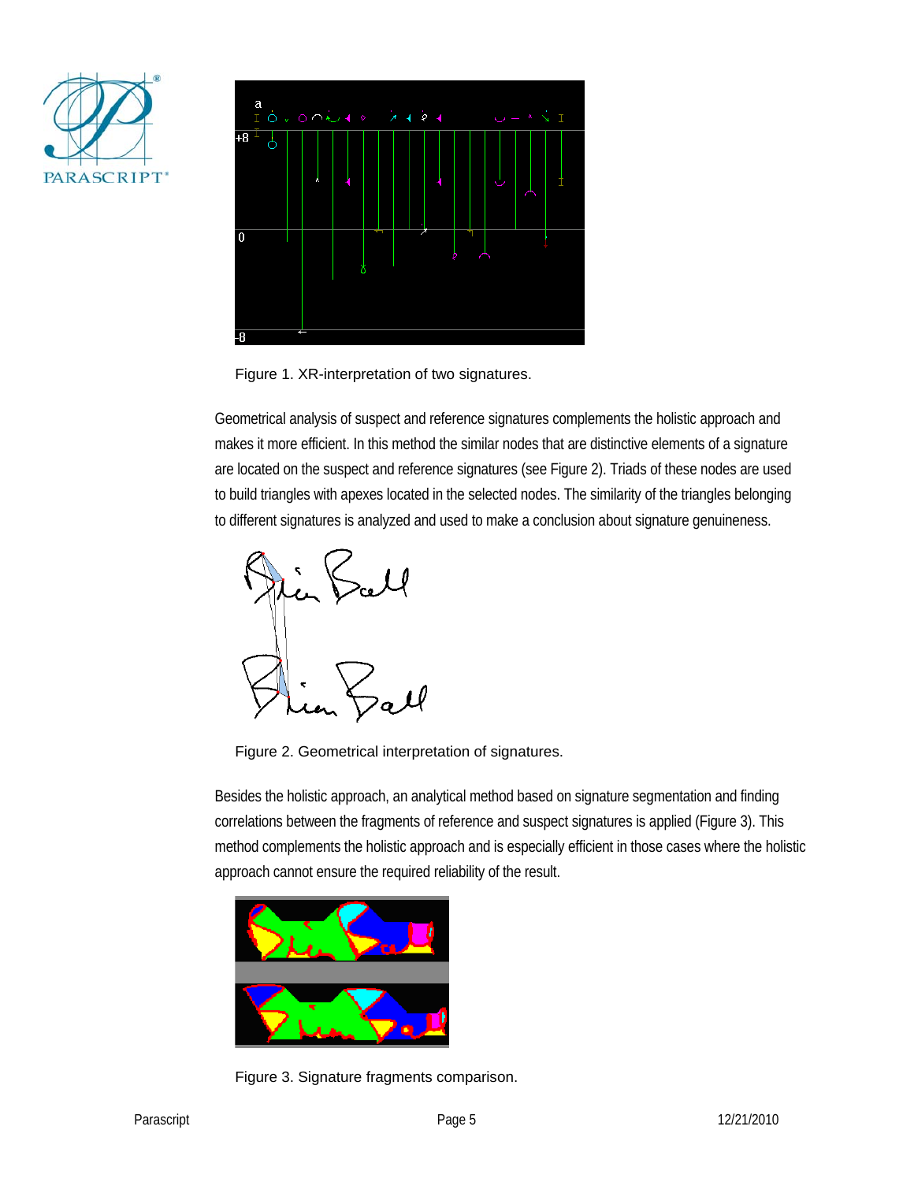Figure 1. XR-interpretation of two signatures.

Geometrical analysis of suspect and reference signatures complements the holistic approach and makes it more efficient. In this method the similar nodes that are distinctive elements of a signature are located on the suspect and reference signatures (see Figure 2). Triads of these nodes are used to build triangles with apexes located in the selected nodes. The similarity of the triangles belonging to different signatures is analyzed and used to make a conclusion about signature genuineness.

Figure 2. Geometrical interpretation of signatures.

Besides the holistic approach, an analytical method based on signature segmentation and finding correlations between the fragments of reference and suspect signatures is applied (Figure 3). This method complements the holistic approach and is especially efficient in those cases where the holistic approach cannot ensure the required reliability of the result.

Figure 3. Signature fragments comparison.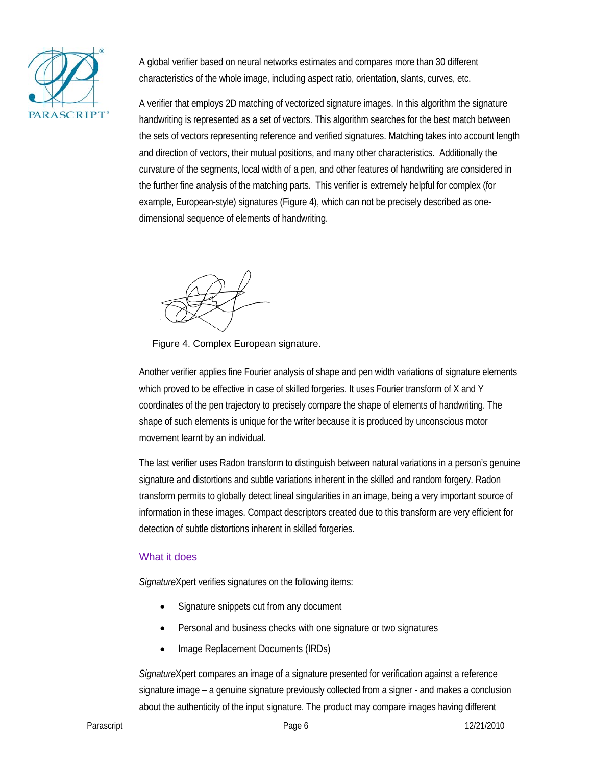A global verifier based on neural networks estimates and compares more than 30 different characteristics of the whole image, including aspect ratio, orientation, slants, curves, etc.

A verifier that employs 2D matching of vectorized signature images. In this algorithm the signature handwriting is represented as a set of vectors. This algorithm searches for the best match between the sets of vectors representing reference and verified signatures. Matching takes into account length and direction of vectors, their mutual positions, and many other characteristics. Additionally the curvature of the segments, local width of a pen, and other features of handwriting are considered in the further fine analysis of the matching parts. This verifier is extremely helpful for complex (for example, European-style) signatures (Figure 4), which can not be precisely described as one-dimensional sequence of elements of handwriting.

Figure 4. Complex European signature.

Another verifier applies fine Fourier analysis of shape and pen width variations of signature elements which proved to be effective in case of skilled forgeries. It uses Fourier transform of X and Y coordinates of the pen trajectory to precisely compare the shape of elements of handwriting. The shape of such elements is unique for the writer because it is produced by unconscious motor movement learnt by an individual.

The last verifier uses Radon transform to distinguish between natural variations in a person's genuine signature and distortions and subtle variations inherent in the skilled and random forgery. Radon transform permits to globally detect lineal singularities in an image, being a very important source of information in these images. Compact descriptors created due to this transform are very efficient for detection of subtle distortions inherent in skilled forgeries.

## What it does

*Signature*Xpert verifies signatures on the following items:

- Signature snippets cut from any document
- Personal and business checks with one signature or two signatures
- Image Replacement Documents (IRDs)

*Signature*Xpert compares an image of a signature presented for verification against a reference signature image – a genuine signature previously collected from a signer - and makes a conclusion about the authenticity of the input signature. The product may compare images having different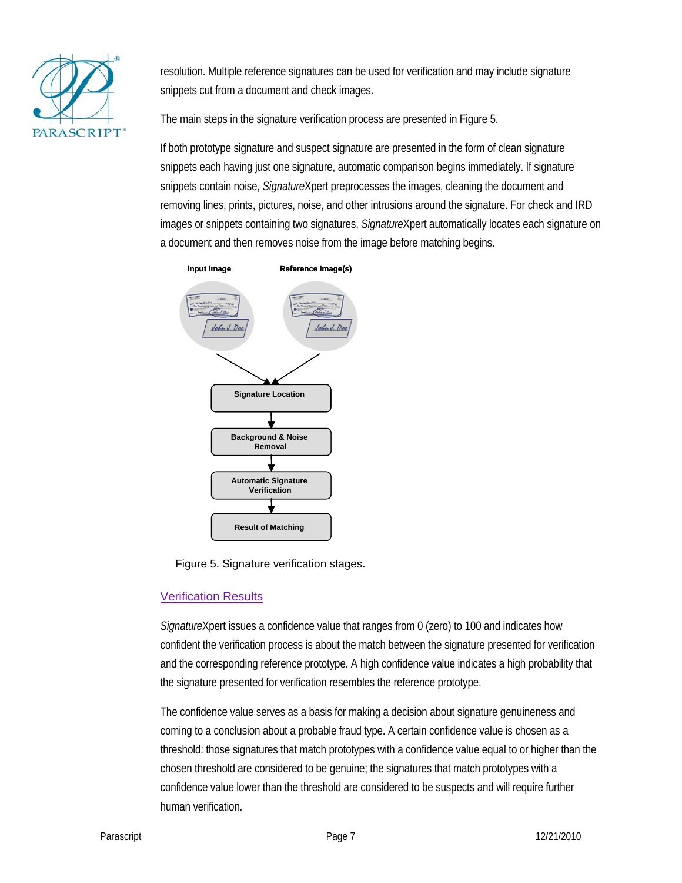resolution. Multiple reference signatures can be used for verification and may include signature snippets cut from a document and check images.

The main steps in the signature verification process are presented in Figure 5.

If both prototype signature and suspect signature are presented in the form of clean signature snippets each having just one signature, automatic comparison begins immediately. If signature snippets contain noise, *Signature*Xpert preprocesses the images, cleaning the document and removing lines, prints, pictures, noise, and other intrusions around the signature. For check and IRD images or snippets containing two signatures, *Signature*Xpert automatically locates each signature on a document and then removes noise from the image before matching begins.

**Input Image** **Reference Image(s)**

**Signature Location** → **Background & Noise Removal** → **Automatic Signature Verification** → **Result of Matching**

Figure 5. Signature verification stages.

## Verification Results

*Signature*Xpert issues a confidence value that ranges from 0 (zero) to 100 and indicates how confident the verification process is about the match between the signature presented for verification and the corresponding reference prototype. A high confidence value indicates a high probability that the signature presented for verification resembles the reference prototype.

The confidence value serves as a basis for making a decision about signature genuineness and coming to a conclusion about a probable fraud type. A certain confidence value is chosen as a threshold: those signatures that match prototypes with a confidence value equal to or higher than the chosen threshold are considered to be genuine; the signatures that match prototypes with a confidence value lower than the threshold are considered to be suspects and will require further human verification.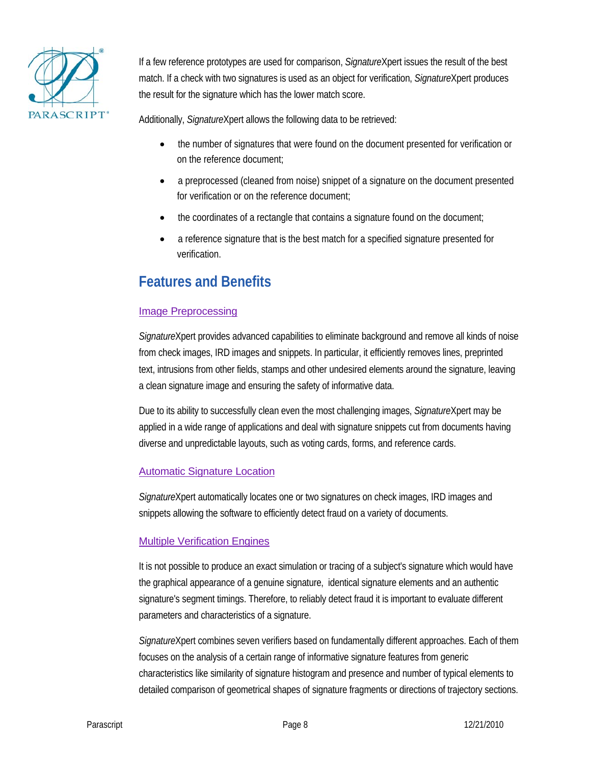If a few reference prototypes are used for comparison, *Signature*Xpert issues the result of the best match. If a check with two signatures is used as an object for verification, *Signature*Xpert produces the result for the signature which has the lower match score.

Additionally, *Signature*Xpert allows the following data to be retrieved:

- the number of signatures that were found on the document presented for verification or on the reference document;
- a preprocessed (cleaned from noise) snippet of a signature on the document presented for verification or on the reference document;
- the coordinates of a rectangle that contains a signature found on the document;
- a reference signature that is the best match for a specified signature presented for verification.

## Features and Benefits

### Image Preprocessing

*Signature*Xpert provides advanced capabilities to eliminate background and remove all kinds of noise from check images, IRD images and snippets. In particular, it efficiently removes lines, preprinted text, intrusions from other fields, stamps and other undesired elements around the signature, leaving a clean signature image and ensuring the safety of informative data.

Due to its ability to successfully clean even the most challenging images, *Signature*Xpert may be applied in a wide range of applications and deal with signature snippets cut from documents having diverse and unpredictable layouts, such as voting cards, forms, and reference cards.

### Automatic Signature Location

*Signature*Xpert automatically locates one or two signatures on check images, IRD images and snippets allowing the software to efficiently detect fraud on a variety of documents.

### Multiple Verification Engines

It is not possible to produce an exact simulation or tracing of a subject's signature which would have the graphical appearance of a genuine signature, identical signature elements and an authentic signature's segment timings. Therefore, to reliably detect fraud it is important to evaluate different parameters and characteristics of a signature.

*Signature*Xpert combines seven verifiers based on fundamentally different approaches. Each of them focuses on the analysis of a certain range of informative signature features from generic characteristics like similarity of signature histogram and presence and number of typical elements to detailed comparison of geometrical shapes of signature fragments or directions of trajectory sections.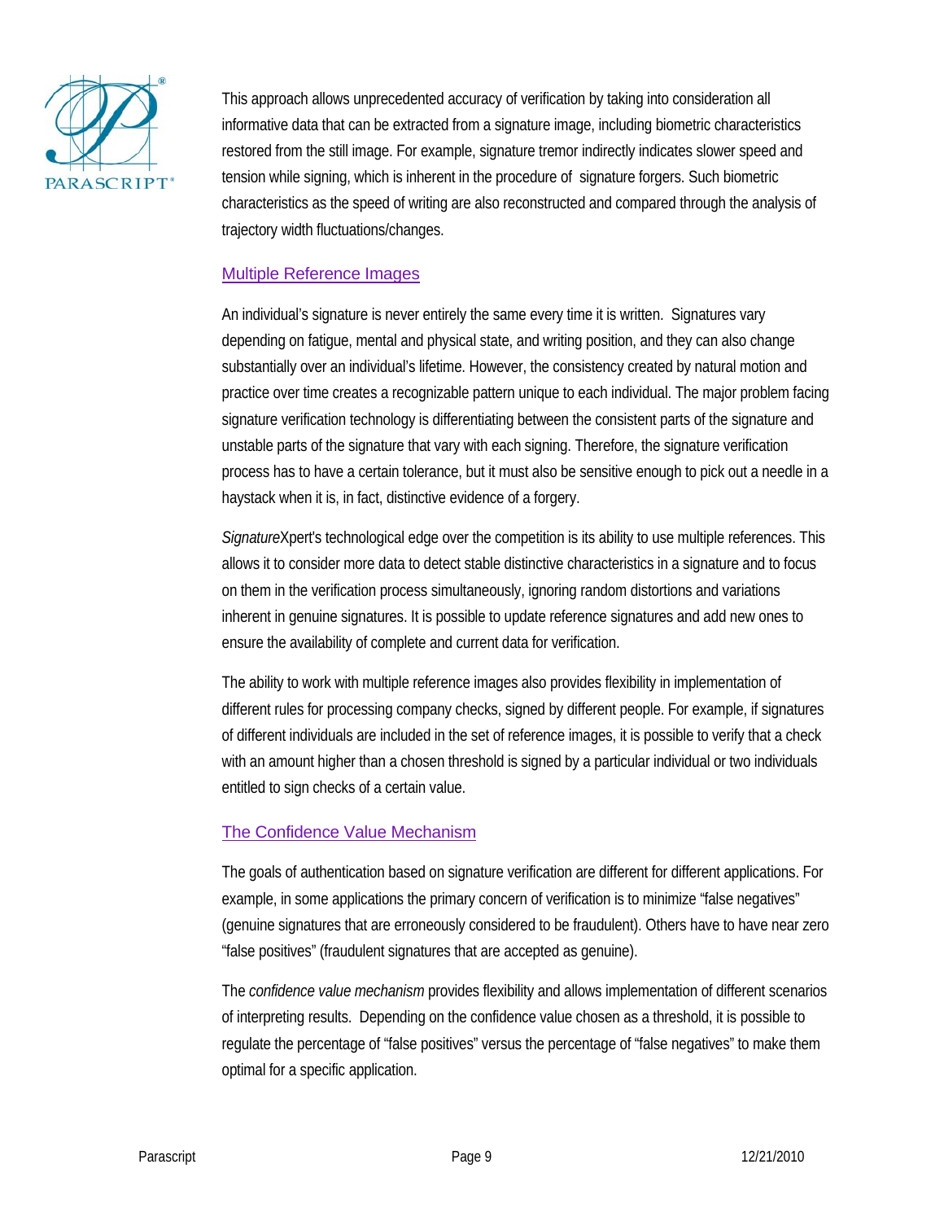This approach allows unprecedented accuracy of verification by taking into consideration all informative data that can be extracted from a signature image, including biometric characteristics restored from the still image. For example, signature tremor indirectly indicates slower speed and tension while signing, which is inherent in the procedure of  signature forgers. Such biometric characteristics as the speed of writing are also reconstructed and compared through the analysis of trajectory width fluctuations/changes.

## Multiple Reference Images

An individual's signature is never entirely the same every time it is written.  Signatures vary depending on fatigue, mental and physical state, and writing position, and they can also change substantially over an individual's lifetime. However, the consistency created by natural motion and practice over time creates a recognizable pattern unique to each individual. The major problem facing signature verification technology is differentiating between the consistent parts of the signature and unstable parts of the signature that vary with each signing. Therefore, the signature verification process has to have a certain tolerance, but it must also be sensitive enough to pick out a needle in a haystack when it is, in fact, distinctive evidence of a forgery.

*Signature*Xpert's technological edge over the competition is its ability to use multiple references. This allows it to consider more data to detect stable distinctive characteristics in a signature and to focus on them in the verification process simultaneously, ignoring random distortions and variations inherent in genuine signatures. It is possible to update reference signatures and add new ones to ensure the availability of complete and current data for verification.

The ability to work with multiple reference images also provides flexibility in implementation of different rules for processing company checks, signed by different people. For example, if signatures of different individuals are included in the set of reference images, it is possible to verify that a check with an amount higher than a chosen threshold is signed by a particular individual or two individuals entitled to sign checks of a certain value.

## The Confidence Value Mechanism

The goals of authentication based on signature verification are different for different applications. For example, in some applications the primary concern of verification is to minimize "false negatives" (genuine signatures that are erroneously considered to be fraudulent). Others have to have near zero "false positives" (fraudulent signatures that are accepted as genuine).

The *confidence value mechanism* provides flexibility and allows implementation of different scenarios of interpreting results.  Depending on the confidence value chosen as a threshold, it is possible to regulate the percentage of "false positives" versus the percentage of "false negatives" to make them optimal for a specific application.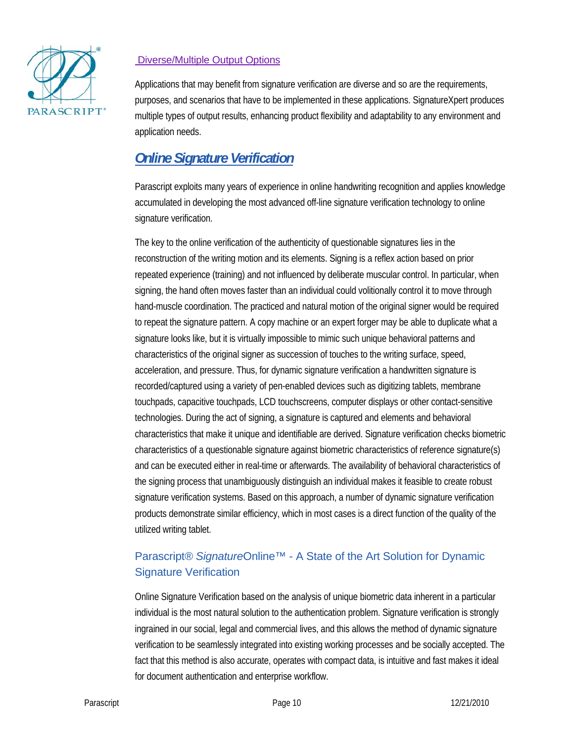### Diverse/Multiple Output Options

Applications that may benefit from signature verification are diverse and so are the requirements, purposes, and scenarios that have to be implemented in these applications. SignatureXpert produces multiple types of output results, enhancing product flexibility and adaptability to any environment and application needs.

## *Online Signature Verification*

Parascript exploits many years of experience in online handwriting recognition and applies knowledge accumulated in developing the most advanced off-line signature verification technology to online signature verification.

The key to the online verification of the authenticity of questionable signatures lies in the reconstruction of the writing motion and its elements. Signing is a reflex action based on prior repeated experience (training) and not influenced by deliberate muscular control. In particular, when signing, the hand often moves faster than an individual could volitionally control it to move through hand-muscle coordination. The practiced and natural motion of the original signer would be required to repeat the signature pattern. A copy machine or an expert forger may be able to duplicate what a signature looks like, but it is virtually impossible to mimic such unique behavioral patterns and characteristics of the original signer as succession of touches to the writing surface, speed, acceleration, and pressure. Thus, for dynamic signature verification a handwritten signature is recorded/captured using a variety of pen-enabled devices such as digitizing tablets, membrane touchpads, capacitive touchpads, LCD touchscreens, computer displays or other contact-sensitive technologies. During the act of signing, a signature is captured and elements and behavioral characteristics that make it unique and identifiable are derived. Signature verification checks biometric characteristics of a questionable signature against biometric characteristics of reference signature(s) and can be executed either in real-time or afterwards. The availability of behavioral characteristics of the signing process that unambiguously distinguish an individual makes it feasible to create robust signature verification systems. Based on this approach, a number of dynamic signature verification products demonstrate similar efficiency, which in most cases is a direct function of the quality of the utilized writing tablet.

### Parascript® *Signature*Online™ - A State of the Art Solution for Dynamic Signature Verification

Online Signature Verification based on the analysis of unique biometric data inherent in a particular individual is the most natural solution to the authentication problem. Signature verification is strongly ingrained in our social, legal and commercial lives, and this allows the method of dynamic signature verification to be seamlessly integrated into existing working processes and be socially accepted. The fact that this method is also accurate, operates with compact data, is intuitive and fast makes it ideal for document authentication and enterprise workflow.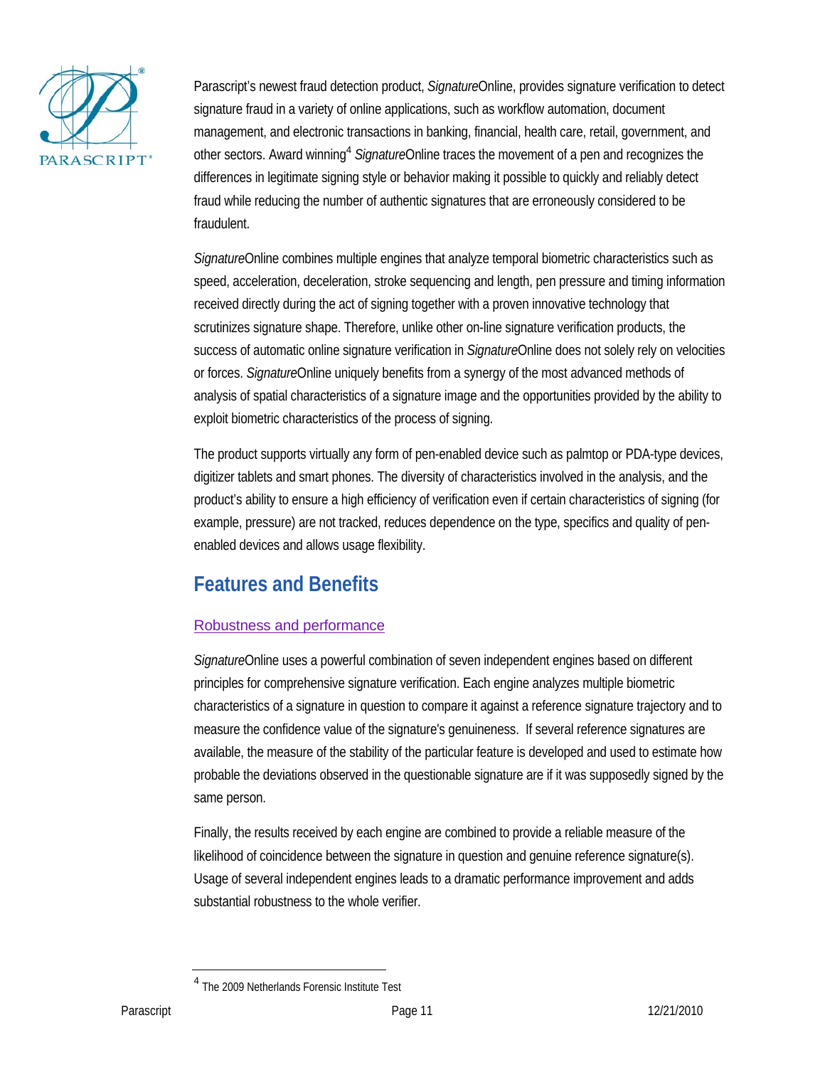Parascript's newest fraud detection product, *Signature*Online, provides signature verification to detect signature fraud in a variety of online applications, such as workflow automation, document management, and electronic transactions in banking, financial, health care, retail, government, and other sectors. Award winning[4] *Signature*Online traces the movement of a pen and recognizes the differences in legitimate signing style or behavior making it possible to quickly and reliably detect fraud while reducing the number of authentic signatures that are erroneously considered to be fraudulent.

*Signature*Online combines multiple engines that analyze temporal biometric characteristics such as speed, acceleration, deceleration, stroke sequencing and length, pen pressure and timing information received directly during the act of signing together with a proven innovative technology that scrutinizes signature shape. Therefore, unlike other on-line signature verification products, the success of automatic online signature verification in *Signature*Online does not solely rely on velocities or forces. *Signature*Online uniquely benefits from a synergy of the most advanced methods of analysis of spatial characteristics of a signature image and the opportunities provided by the ability to exploit biometric characteristics of the process of signing.

The product supports virtually any form of pen-enabled device such as palmtop or PDA-type devices, digitizer tablets and smart phones. The diversity of characteristics involved in the analysis, and the product's ability to ensure a high efficiency of verification even if certain characteristics of signing (for example, pressure) are not tracked, reduces dependence on the type, specifics and quality of pen-enabled devices and allows usage flexibility.

## Features and Benefits

### Robustness and performance

*Signature*Online uses a powerful combination of seven independent engines based on different principles for comprehensive signature verification. Each engine analyzes multiple biometric characteristics of a signature in question to compare it against a reference signature trajectory and to measure the confidence value of the signature's genuineness. If several reference signatures are available, the measure of the stability of the particular feature is developed and used to estimate how probable the deviations observed in the questionable signature are if it was supposedly signed by the same person.

Finally, the results received by each engine are combined to provide a reliable measure of the likelihood of coincidence between the signature in question and genuine reference signature(s). Usage of several independent engines leads to a dramatic performance improvement and adds substantial robustness to the whole verifier.

---

[4] The 2009 Netherlands Forensic Institute Test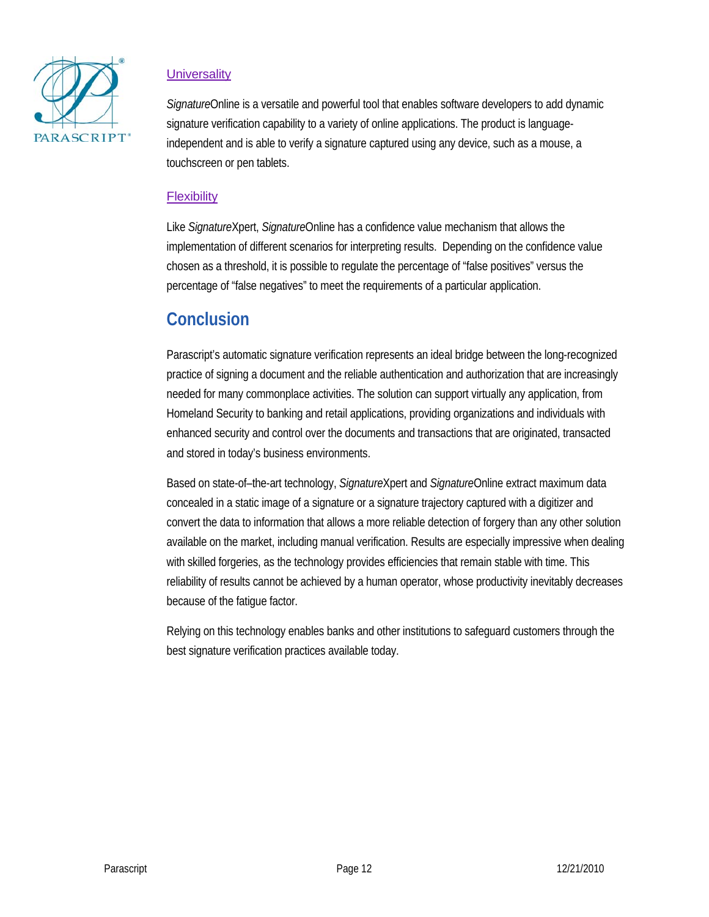### Universality

*Signature*Online is a versatile and powerful tool that enables software developers to add dynamic signature verification capability to a variety of online applications. The product is language-independent and is able to verify a signature captured using any device, such as a mouse, a touchscreen or pen tablets.

### Flexibility

Like *Signature*Xpert, *Signature*Online has a confidence value mechanism that allows the implementation of different scenarios for interpreting results. Depending on the confidence value chosen as a threshold, it is possible to regulate the percentage of "false positives" versus the percentage of "false negatives" to meet the requirements of a particular application.

## Conclusion

Parascript's automatic signature verification represents an ideal bridge between the long-recognized practice of signing a document and the reliable authentication and authorization that are increasingly needed for many commonplace activities. The solution can support virtually any application, from Homeland Security to banking and retail applications, providing organizations and individuals with enhanced security and control over the documents and transactions that are originated, transacted and stored in today's business environments.

Based on state-of–the-art technology, *Signature*Xpert and *Signature*Online extract maximum data concealed in a static image of a signature or a signature trajectory captured with a digitizer and convert the data to information that allows a more reliable detection of forgery than any other solution available on the market, including manual verification. Results are especially impressive when dealing with skilled forgeries, as the technology provides efficiencies that remain stable with time. This reliability of results cannot be achieved by a human operator, whose productivity inevitably decreases because of the fatigue factor.

Relying on this technology enables banks and other institutions to safeguard customers through the best signature verification practices available today.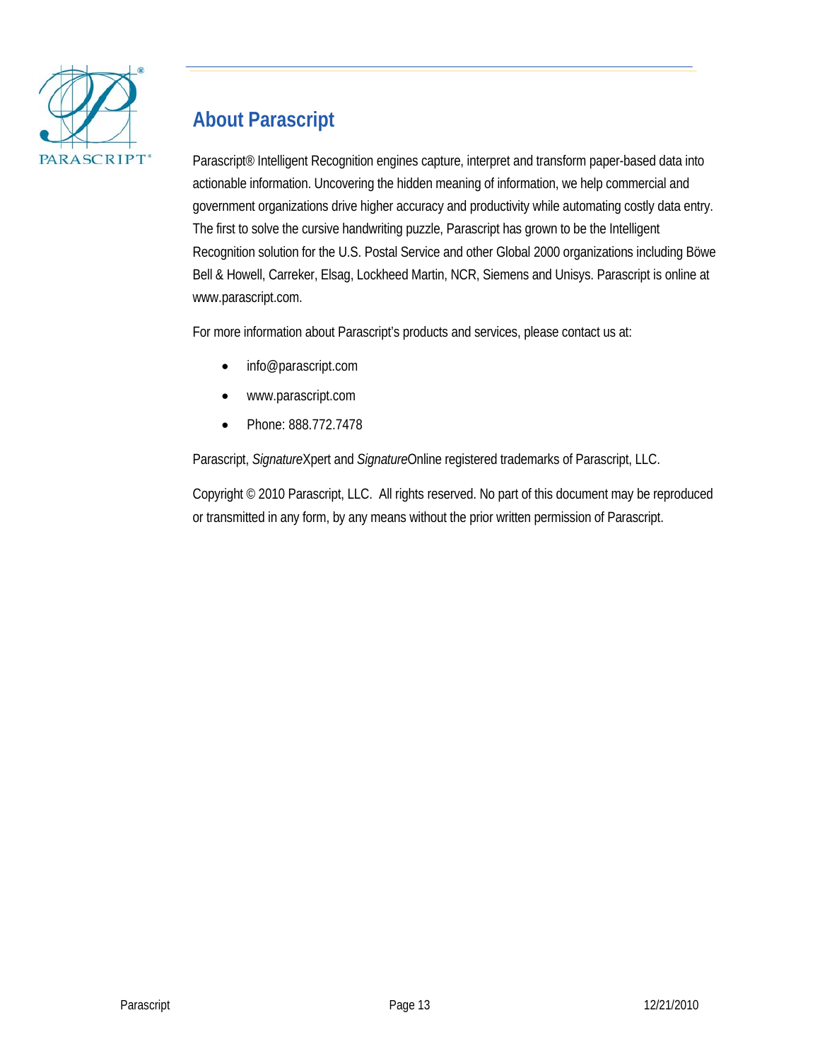## About Parascript

Parascript® Intelligent Recognition engines capture, interpret and transform paper-based data into actionable information. Uncovering the hidden meaning of information, we help commercial and government organizations drive higher accuracy and productivity while automating costly data entry. The first to solve the cursive handwriting puzzle, Parascript has grown to be the Intelligent Recognition solution for the U.S. Postal Service and other Global 2000 organizations including Böwe Bell & Howell, Carreker, Elsag, Lockheed Martin, NCR, Siemens and Unisys. Parascript is online at www.parascript.com.

For more information about Parascript's products and services, please contact us at:

- info@parascript.com
- www.parascript.com
- Phone: 888.772.7478

Parascript, *Signature*Xpert and *Signature*Online registered trademarks of Parascript, LLC.

Copyright © 2010 Parascript, LLC. All rights reserved. No part of this document may be reproduced or transmitted in any form, by any means without the prior written permission of Parascript.